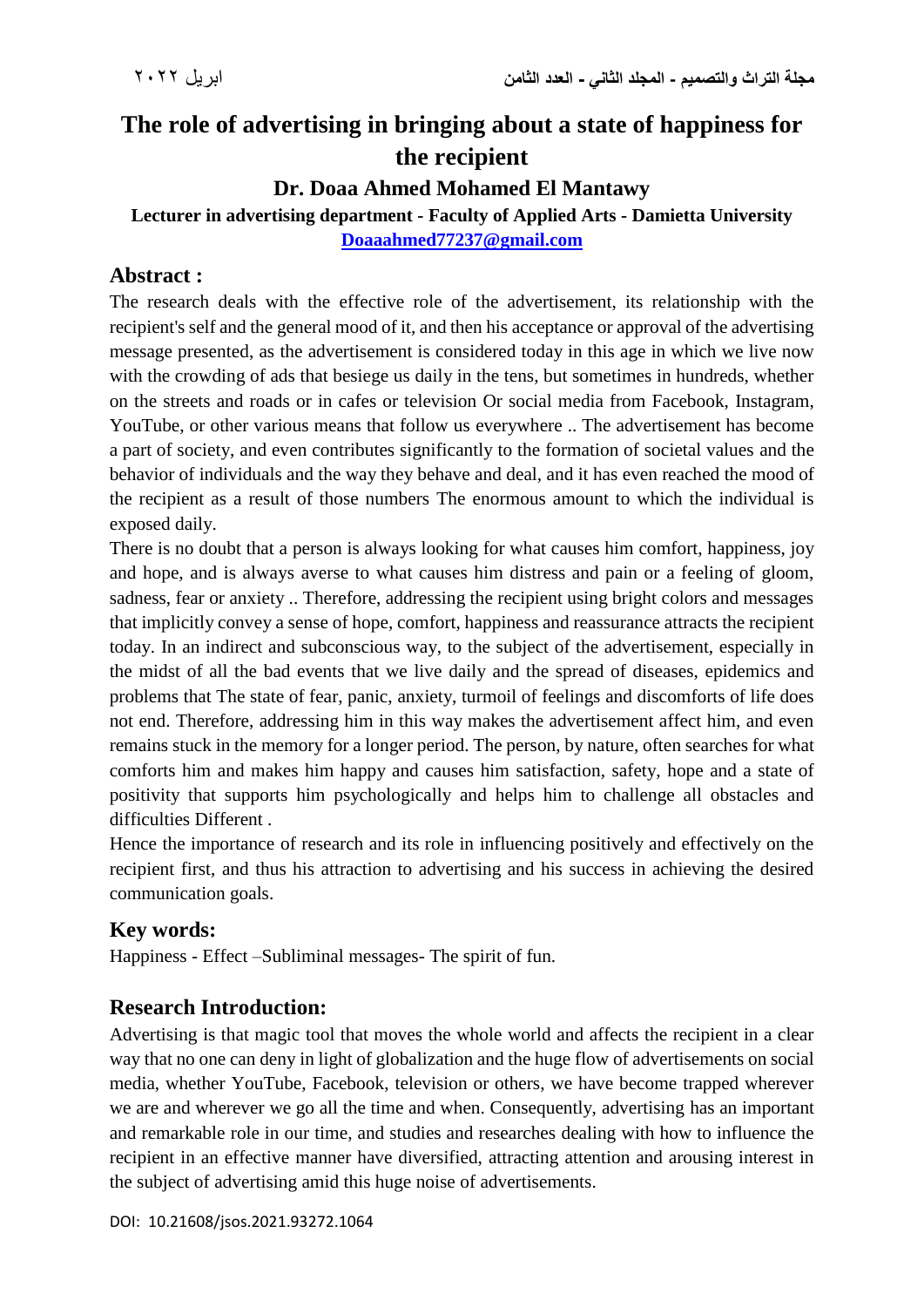# The role of advertising in bringing about a state of happiness for the recipient

## Dr. Doaa Ahmed Mohamed El Mantawy

**Lecturer in advertising department - Faculty of Applied Arts - Damietta University**

**Doaaahmed77237@gmail.com**

## Abstract :

The research deals with the effective role of the advertisement, its relationship with the recipient's self and the general mood of it, and then his acceptance or approval of the advertising message presented, as the advertisement is considered today in this age in which we live now with the crowding of ads that besiege us daily in the tens, but sometimes in hundreds, whether on the streets and roads or in cafes or television Or social media from Facebook, Instagram, YouTube, or other various means that follow us everywhere .. The advertisement has become a part of society, and even contributes significantly to the formation of societal values and the behavior of individuals and the way they behave and deal, and it has even reached the mood of the recipient as a result of those numbers The enormous amount to which the individual is exposed daily.

There is no doubt that a person is always looking for what causes him comfort, happiness, joy and hope, and is always averse to what causes him distress and pain or a feeling of gloom, sadness, fear or anxiety .. Therefore, addressing the recipient using bright colors and messages that implicitly convey a sense of hope, comfort, happiness and reassurance attracts the recipient today. In an indirect and subconscious way, to the subject of the advertisement, especially in the midst of all the bad events that we live daily and the spread of diseases, epidemics and problems that The state of fear, panic, anxiety, turmoil of feelings and discomforts of life does not end. Therefore, addressing him in this way makes the advertisement affect him, and even remains stuck in the memory for a longer period. The person, by nature, often searches for what comforts him and makes him happy and causes him satisfaction, safety, hope and a state of positivity that supports him psychologically and helps him to challenge all obstacles and difficulties Different .

Hence the importance of research and its role in influencing positively and effectively on the recipient first, and thus his attraction to advertising and his success in achieving the desired communication goals.

## Key words:

Happiness - Effect –Subliminal messages- The spirit of fun.

## Research Introduction:

Advertising is that magic tool that moves the whole world and affects the recipient in a clear way that no one can deny in light of globalization and the huge flow of advertisements on social media, whether YouTube, Facebook, television or others, we have become trapped wherever we are and wherever we go all the time and when. Consequently, advertising has an important and remarkable role in our time, and studies and researches dealing with how to influence the recipient in an effective manner have diversified, attracting attention and arousing interest in the subject of advertising amid this huge noise of advertisements.

DOI: 10.21608/jsos.2021.93272.1064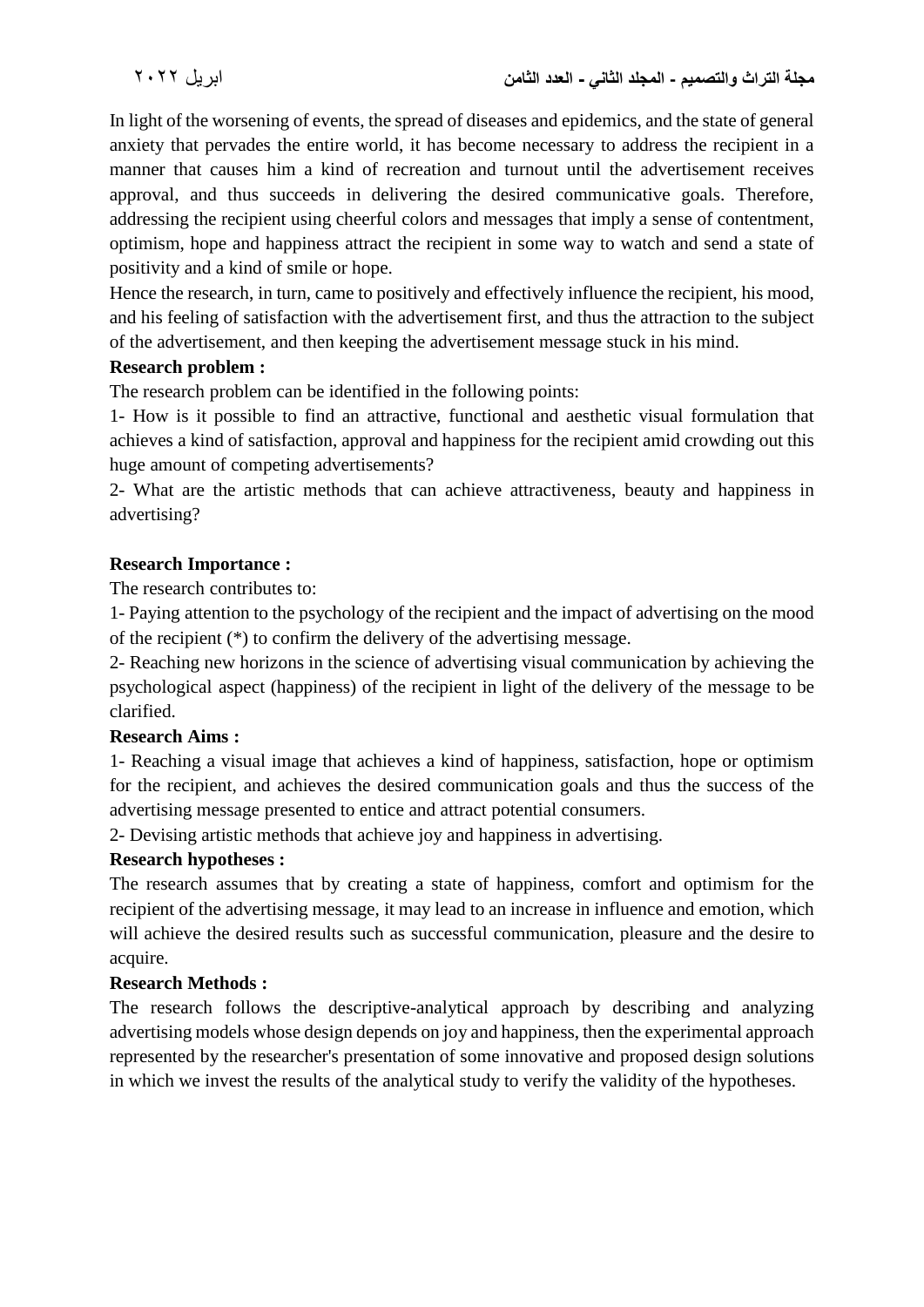In light of the worsening of events, the spread of diseases and epidemics, and the state of general anxiety that pervades the entire world, it has become necessary to address the recipient in a manner that causes him a kind of recreation and turnout until the advertisement receives approval, and thus succeeds in delivering the desired communicative goals. Therefore, addressing the recipient using cheerful colors and messages that imply a sense of contentment, optimism, hope and happiness attract the recipient in some way to watch and send a state of positivity and a kind of smile or hope.

Hence the research, in turn, came to positively and effectively influence the recipient, his mood, and his feeling of satisfaction with the advertisement first, and thus the attraction to the subject of the advertisement, and then keeping the advertisement message stuck in his mind.

**Research problem :**

The research problem can be identified in the following points:

1- How is it possible to find an attractive, functional and aesthetic visual formulation that achieves a kind of satisfaction, approval and happiness for the recipient amid crowding out this huge amount of competing advertisements?

2- What are the artistic methods that can achieve attractiveness, beauty and happiness in advertising?

**Research Importance :**

The research contributes to:

1- Paying attention to the psychology of the recipient and the impact of advertising on the mood of the recipient (*) to confirm the delivery of the advertising message.

2- Reaching new horizons in the science of advertising visual communication by achieving the psychological aspect (happiness) of the recipient in light of the delivery of the message to be clarified.

**Research Aims :**

1- Reaching a visual image that achieves a kind of happiness, satisfaction, hope or optimism for the recipient, and achieves the desired communication goals and thus the success of the advertising message presented to entice and attract potential consumers.

2- Devising artistic methods that achieve joy and happiness in advertising.

**Research hypotheses :**

The research assumes that by creating a state of happiness, comfort and optimism for the recipient of the advertising message, it may lead to an increase in influence and emotion, which will achieve the desired results such as successful communication, pleasure and the desire to acquire.

**Research Methods :**

The research follows the descriptive-analytical approach by describing and analyzing advertising models whose design depends on joy and happiness, then the experimental approach represented by the researcher's presentation of some innovative and proposed design solutions in which we invest the results of the analytical study to verify the validity of the hypotheses.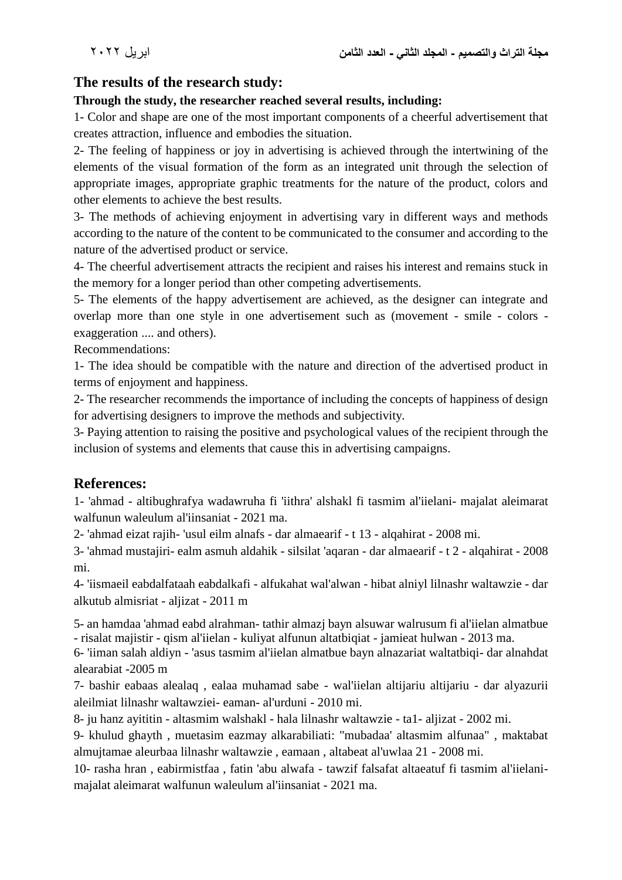## The results of the research study:

**Through the study, the researcher reached several results, including:**

1- Color and shape are one of the most important components of a cheerful advertisement that creates attraction, influence and embodies the situation.

2- The feeling of happiness or joy in advertising is achieved through the intertwining of the elements of the visual formation of the form as an integrated unit through the selection of appropriate images, appropriate graphic treatments for the nature of the product, colors and other elements to achieve the best results.

3- The methods of achieving enjoyment in advertising vary in different ways and methods according to the nature of the content to be communicated to the consumer and according to the nature of the advertised product or service.

4- The cheerful advertisement attracts the recipient and raises his interest and remains stuck in the memory for a longer period than other competing advertisements.

5- The elements of the happy advertisement are achieved, as the designer can integrate and overlap more than one style in one advertisement such as (movement - smile - colors - exaggeration .... and others).

Recommendations:

1- The idea should be compatible with the nature and direction of the advertised product in terms of enjoyment and happiness.

2- The researcher recommends the importance of including the concepts of happiness of design for advertising designers to improve the methods and subjectivity.

3- Paying attention to raising the positive and psychological values of the recipient through the inclusion of systems and elements that cause this in advertising campaigns.

## References:

1- 'ahmad - altibughrafya wadawruha fi 'iithra' alshakl fi tasmim al'iielani- majalat aleimarat walfunun waleulum al'iinsaniat - 2021 ma.

2- 'ahmad eizat rajih- 'usul eilm alnafs - dar almaearif - t 13 - alqahirat - 2008 mi.

3- 'ahmad mustajiri- ealm asmuh aldahik - silsilat 'aqaran - dar almaearif - t 2 - alqahirat - 2008 mi.

4- 'iismaeil eabdalfataah eabdalkafi - alfukahat wal'alwan - hibat alniyl lilnashr waltawzie - dar alkutub almisriat - aljizat - 2011 m

5- an hamdaa 'ahmad eabd alrahman- tathir almazj bayn alsuwar walrusum fi al'iielan almatbue - risalat majistir - qism al'iielan - kuliyat alfunun altatbiqiat - jamieat hulwan - 2013 ma.

6- 'iiman salah aldiyn - 'asus tasmim al'iielan almatbue bayn alnazariat waltatbiqi- dar alnahdat alearabiat -2005 m

7- bashir eabaas alealaq , ealaa muhamad sabe - wal'iielan altijariu altijariu - dar alyazurii aleilmiat lilnashr waltawziei- eaman- al'urduni - 2010 mi.

8- ju hanz ayititin - altasmim walshakl - hala lilnashr waltawzie - ta1- aljizat - 2002 mi.

9- khulud ghayth , muetasim eazmay alkarabiliati: "mubadaa' altasmim alfunaa" , maktabat almujtamae aleurbaa lilnashr waltawzie , eamaan , altabeat al'uwlaa 21 - 2008 mi.

10- rasha hran , eabirmistfaa , fatin 'abu alwafa - tawzif falsafat altaeatuf fi tasmim al'iielani- majalat aleimarat walfunun waleulum al'iinsaniat - 2021 ma.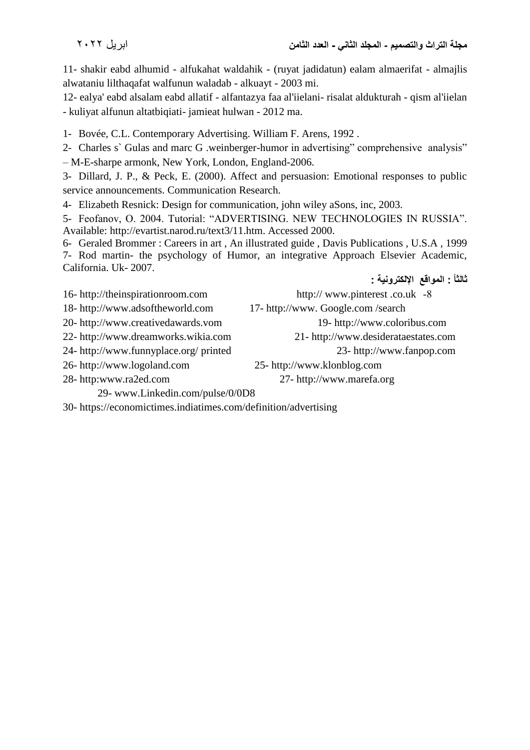11- shakir eabd alhumid - alfukahat waldahik - (ruyat jadidatun) ealam almaerifat - almajlis alwataniu lilthaqafat walfunun waladab - alkuayt - 2003 mi.

12- ealya' eabd alsalam eabd allatif - alfantazya faa al'iielani- risalat aldukturah - qism al'iielan - kuliyat alfunun altatbiqiati- jamieat hulwan - 2012 ma.

1- Bovée, C.L. Contemporary Advertising. William F. Arens, 1992 .

2- Charles s` Gulas and marc G .weinberger-humor in advertising" comprehensive analysis" – M-E-sharpe armonk, New York, London, England-2006.

3- Dillard, J. P., & Peck, E. (2000). Affect and persuasion: Emotional responses to public service announcements. Communication Research.

4- Elizabeth Resnick: Design for communication, john wiley aSons, inc, 2003.

5- Feofanov, O. 2004. Tutorial: "ADVERTISING. NEW TECHNOLOGIES IN RUSSIA". Available: http://evartist.narod.ru/text3/11.htm. Accessed 2000.

6- Geraled Brommer : Careers in art , An illustrated guide , Davis Publications , U.S.A , 1999

7- Rod martin- the psychology of Humor, an integrative Approach Elsevier Academic, California. Uk- 2007.

**ثالثاً : المواقع الإلكترونية :**

8- http:// www.pinterest .co.uk

16- http://theinspirationroom.com

17- http://www. Google.com /search

18- http://www.adsoftheworld.com

19- http://www.coloribus.com

20- http://www.creativedawards.vom

21- http://www.desiderataestates.com

22- http://www.dreamworks.wikia.com

23- http://www.fanpop.com

24- http://www.funnyplace.org/ printed

25- http://www.klonblog.com

26- http://www.logoland.com

27- http://www.marefa.org

28- http:www.ra2ed.com

29- www.Linkedin.com/pulse/0/0D8

30- https://economictimes.indiatimes.com/definition/advertising